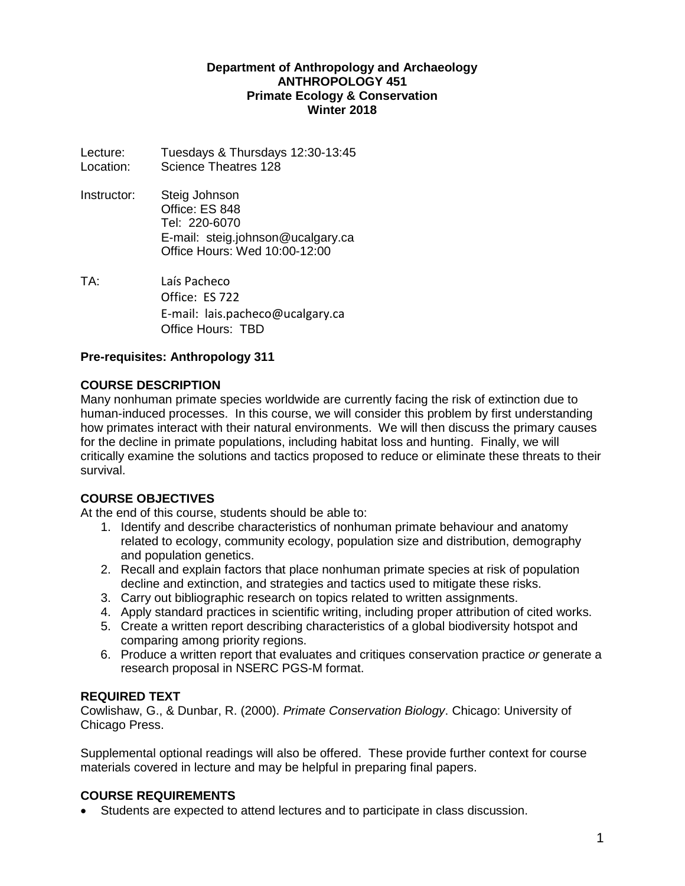**Department of Anthropology and Archaeology**
**ANTHROPOLOGY 451**
**Primate Ecology & Conservation**
**Winter 2018**

Lecture: Tuesdays & Thursdays 12:30-13:45
Location: Science Theatres 128

Instructor: Steig Johnson
Office: ES 848
Tel: 220-6070
E-mail: steig.johnson@ucalgary.ca
Office Hours: Wed 10:00-12:00

TA: Laís Pacheco
Office: ES 722
E-mail: lais.pacheco@ucalgary.ca
Office Hours: TBD

**Pre-requisites: Anthropology 311**

## COURSE DESCRIPTION

Many nonhuman primate species worldwide are currently facing the risk of extinction due to human-induced processes. In this course, we will consider this problem by first understanding how primates interact with their natural environments. We will then discuss the primary causes for the decline in primate populations, including habitat loss and hunting. Finally, we will critically examine the solutions and tactics proposed to reduce or eliminate these threats to their survival.

## COURSE OBJECTIVES

At the end of this course, students should be able to:

1. Identify and describe characteristics of nonhuman primate behaviour and anatomy related to ecology, community ecology, population size and distribution, demography and population genetics.
2. Recall and explain factors that place nonhuman primate species at risk of population decline and extinction, and strategies and tactics used to mitigate these risks.
3. Carry out bibliographic research on topics related to written assignments.
4. Apply standard practices in scientific writing, including proper attribution of cited works.
5. Create a written report describing characteristics of a global biodiversity hotspot and comparing among priority regions.
6. Produce a written report that evaluates and critiques conservation practice *or* generate a research proposal in NSERC PGS-M format.

## REQUIRED TEXT

Cowlishaw, G., & Dunbar, R. (2000). *Primate Conservation Biology*. Chicago: University of Chicago Press.

Supplemental optional readings will also be offered. These provide further context for course materials covered in lecture and may be helpful in preparing final papers.

## COURSE REQUIREMENTS

- Students are expected to attend lectures and to participate in class discussion.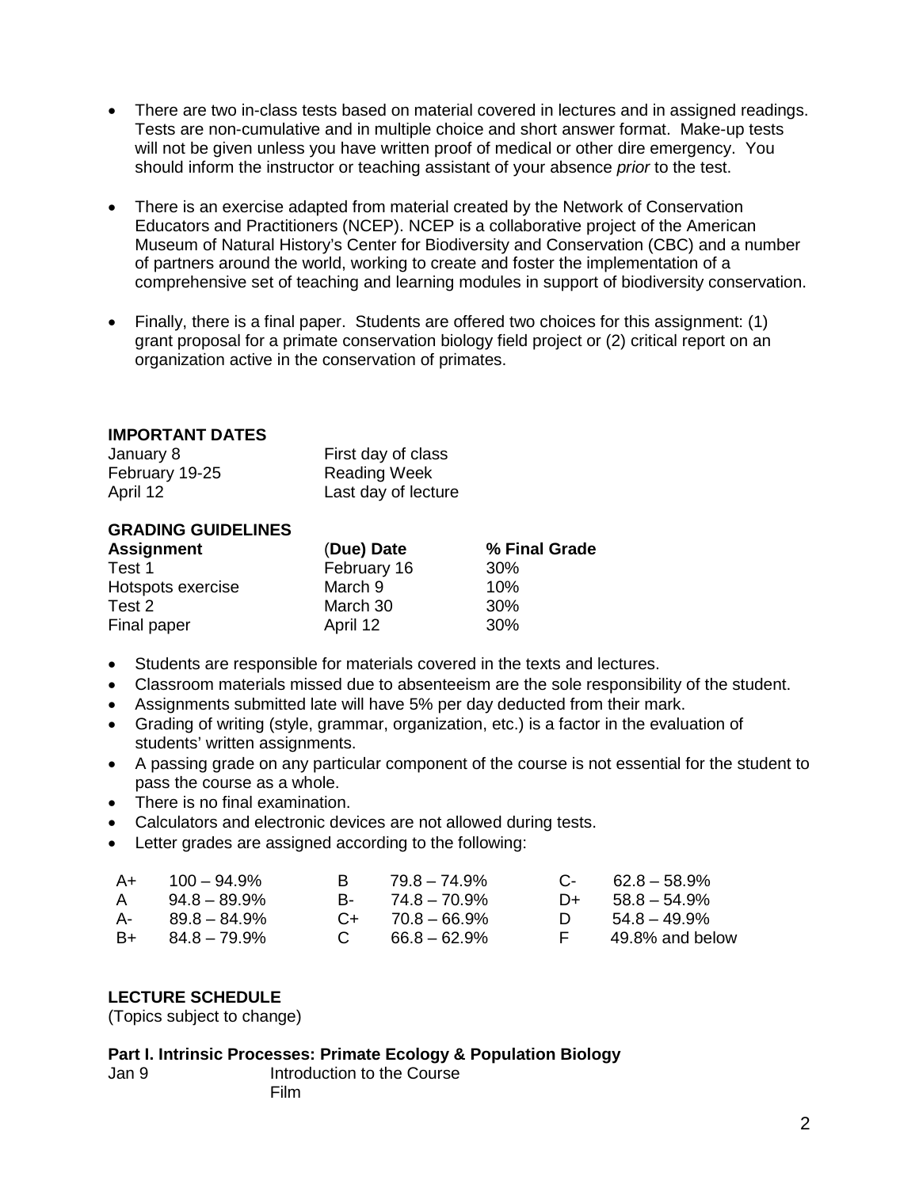- There are two in-class tests based on material covered in lectures and in assigned readings. Tests are non-cumulative and in multiple choice and short answer format. Make-up tests will not be given unless you have written proof of medical or other dire emergency. You should inform the instructor or teaching assistant of your absence *prior* to the test.

- There is an exercise adapted from material created by the Network of Conservation Educators and Practitioners (NCEP). NCEP is a collaborative project of the American Museum of Natural History's Center for Biodiversity and Conservation (CBC) and a number of partners around the world, working to create and foster the implementation of a comprehensive set of teaching and learning modules in support of biodiversity conservation.

- Finally, there is a final paper. Students are offered two choices for this assignment: (1) grant proposal for a primate conservation biology field project or (2) critical report on an organization active in the conservation of primates.

**IMPORTANT DATES**

| | |
|---|---|
| January 8 | First day of class |
| February 19-25 | Reading Week |
| April 12 | Last day of lecture |

**GRADING GUIDELINES**

| **Assignment** | (**Due) Date** | **% Final Grade** |
|---|---|---|
| Test 1 | February 16 | 30% |
| Hotspots exercise | March 9 | 10% |
| Test 2 | March 30 | 30% |
| Final paper | April 12 | 30% |

- Students are responsible for materials covered in the texts and lectures.
- Classroom materials missed due to absenteeism are the sole responsibility of the student.
- Assignments submitted late will have 5% per day deducted from their mark.
- Grading of writing (style, grammar, organization, etc.) is a factor in the evaluation of students' written assignments.
- A passing grade on any particular component of the course is not essential for the student to pass the course as a whole.
- There is no final examination.
- Calculators and electronic devices are not allowed during tests.
- Letter grades are assigned according to the following:

| | | | | | |
|---|---|---|---|---|---|
| A+ | 100 – 94.9% | B | 79.8 – 74.9% | C- | 62.8 – 58.9% |
| A | 94.8 – 89.9% | B- | 74.8 – 70.9% | D+ | 58.8 – 54.9% |
| A- | 89.8 – 84.9% | C+ | 70.8 – 66.9% | D | 54.8 – 49.9% |
| B+ | 84.8 – 79.9% | C | 66.8 – 62.9% | F | 49.8% and below |

**LECTURE SCHEDULE**

(Topics subject to change)

**Part I. Intrinsic Processes: Primate Ecology & Population Biology**

Jan 9 Introduction to the Course
Film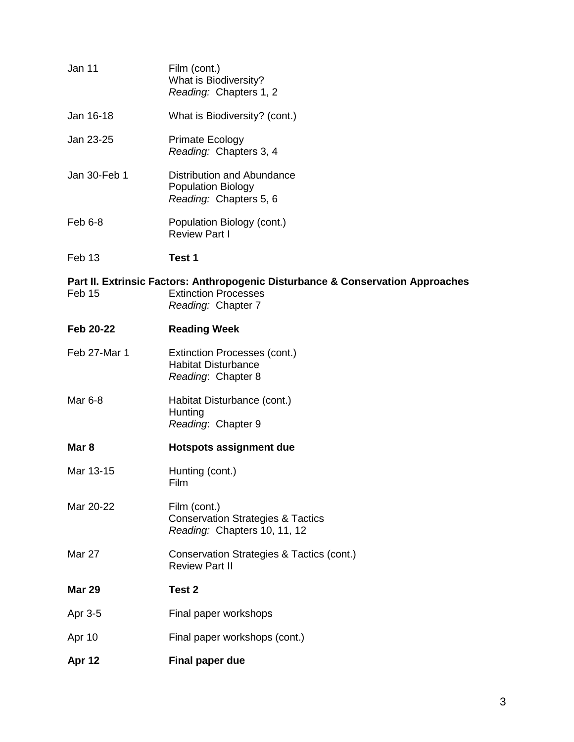| | |
|---|---|
| Jan 11 | Film (cont.)<br>What is Biodiversity?<br>*Reading:* Chapters 1, 2 |
| Jan 16-18 | What is Biodiversity? (cont.) |
| Jan 23-25 | Primate Ecology<br>*Reading:* Chapters 3, 4 |
| Jan 30-Feb 1 | Distribution and Abundance<br>Population Biology<br>*Reading:* Chapters 5, 6 |
| Feb 6-8 | Population Biology (cont.)<br>Review Part I |
| Feb 13 | **Test 1** |

**Part II. Extrinsic Factors: Anthropogenic Disturbance & Conservation Approaches**

| | |
|---|---|
| Feb 15 | Extinction Processes<br>*Reading:* Chapter 7 |
| **Feb 20-22** | **Reading Week** |
| Feb 27-Mar 1 | Extinction Processes (cont.)<br>Habitat Disturbance<br>*Reading*: Chapter 8 |
| Mar 6-8 | Habitat Disturbance (cont.)<br>Hunting<br>*Reading*: Chapter 9 |
| **Mar 8** | **Hotspots assignment due** |
| Mar 13-15 | Hunting (cont.)<br>Film |
| Mar 20-22 | Film (cont.)<br>Conservation Strategies & Tactics<br>*Reading:* Chapters 10, 11, 12 |
| Mar 27 | Conservation Strategies & Tactics (cont.)<br>Review Part II |
| **Mar 29** | **Test 2** |
| Apr 3-5 | Final paper workshops |
| Apr 10 | Final paper workshops (cont.) |
| **Apr 12** | **Final paper due** |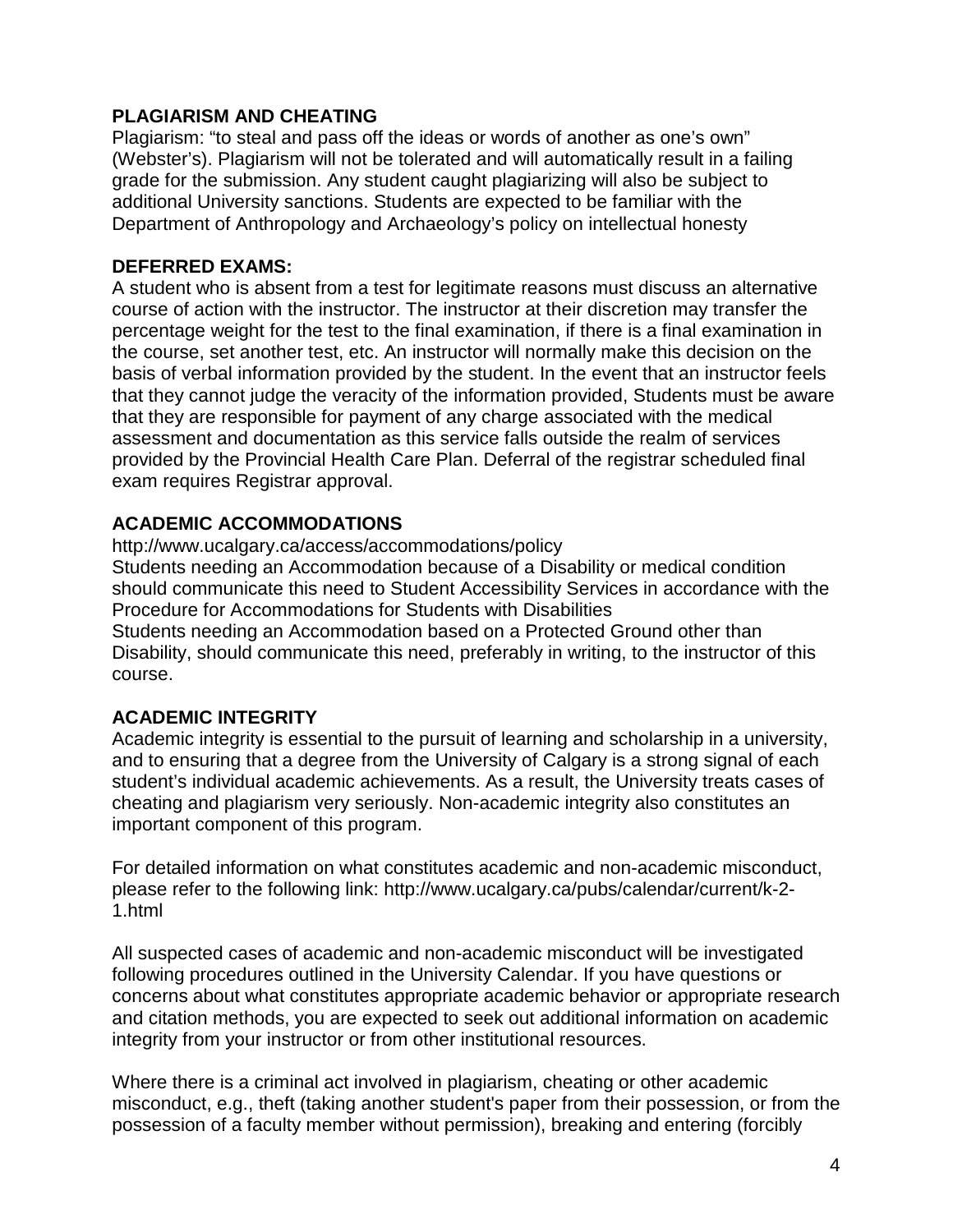### PLAGIARISM AND CHEATING

Plagiarism: "to steal and pass off the ideas or words of another as one's own" (Webster's). Plagiarism will not be tolerated and will automatically result in a failing grade for the submission. Any student caught plagiarizing will also be subject to additional University sanctions. Students are expected to be familiar with the Department of Anthropology and Archaeology's policy on intellectual honesty

### DEFERRED EXAMS:

A student who is absent from a test for legitimate reasons must discuss an alternative course of action with the instructor. The instructor at their discretion may transfer the percentage weight for the test to the final examination, if there is a final examination in the course, set another test, etc. An instructor will normally make this decision on the basis of verbal information provided by the student. In the event that an instructor feels that they cannot judge the veracity of the information provided, Students must be aware that they are responsible for payment of any charge associated with the medical assessment and documentation as this service falls outside the realm of services provided by the Provincial Health Care Plan. Deferral of the registrar scheduled final exam requires Registrar approval.

### ACADEMIC ACCOMMODATIONS

http://www.ucalgary.ca/access/accommodations/policy

Students needing an Accommodation because of a Disability or medical condition should communicate this need to Student Accessibility Services in accordance with the Procedure for Accommodations for Students with Disabilities

Students needing an Accommodation based on a Protected Ground other than Disability, should communicate this need, preferably in writing, to the instructor of this course.

### ACADEMIC INTEGRITY

Academic integrity is essential to the pursuit of learning and scholarship in a university, and to ensuring that a degree from the University of Calgary is a strong signal of each student's individual academic achievements. As a result, the University treats cases of cheating and plagiarism very seriously. Non-academic integrity also constitutes an important component of this program.

For detailed information on what constitutes academic and non-academic misconduct, please refer to the following link: http://www.ucalgary.ca/pubs/calendar/current/k-2-1.html

All suspected cases of academic and non-academic misconduct will be investigated following procedures outlined in the University Calendar. If you have questions or concerns about what constitutes appropriate academic behavior or appropriate research and citation methods, you are expected to seek out additional information on academic integrity from your instructor or from other institutional resources.

Where there is a criminal act involved in plagiarism, cheating or other academic misconduct, e.g., theft (taking another student's paper from their possession, or from the possession of a faculty member without permission), breaking and entering (forcibly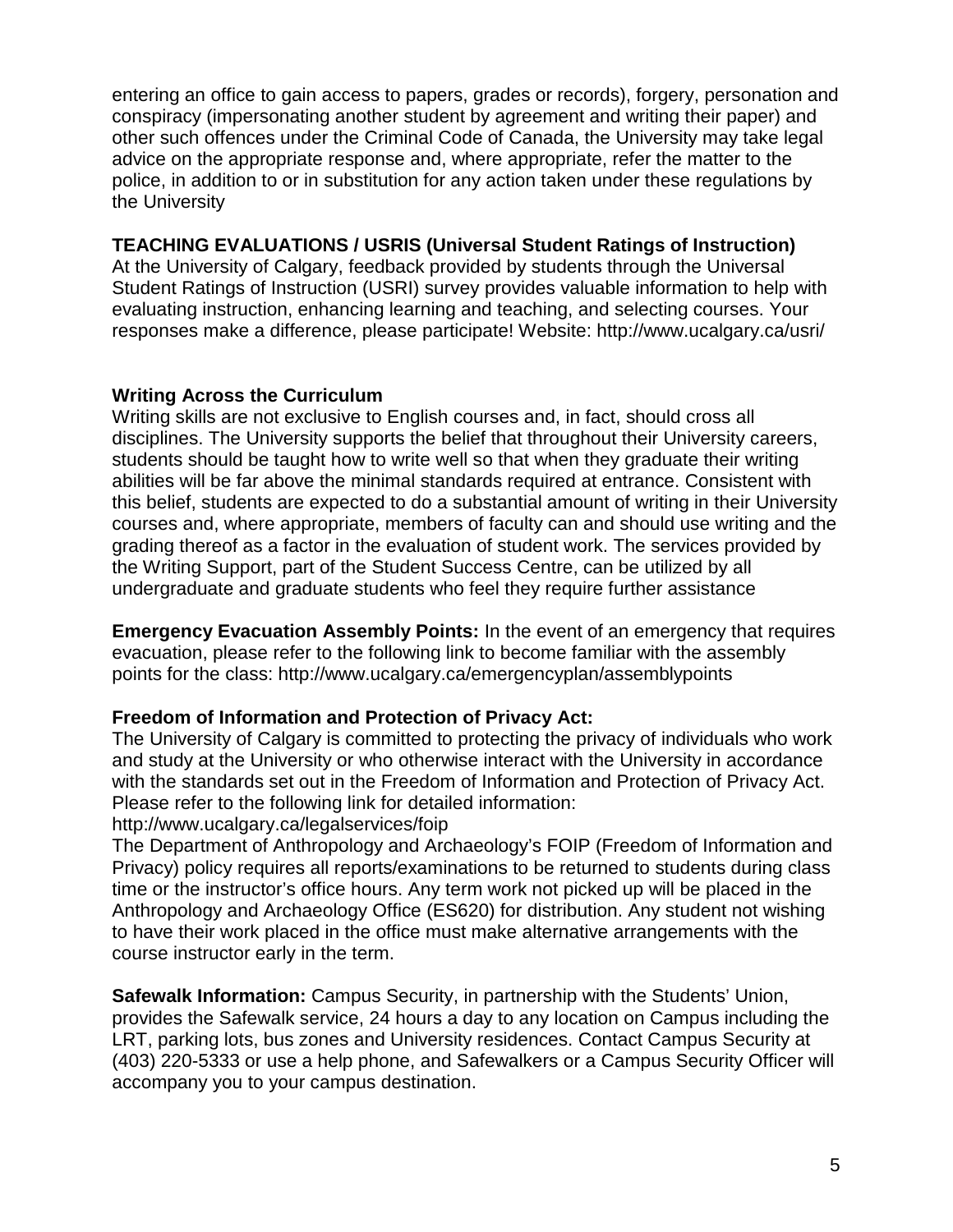entering an office to gain access to papers, grades or records), forgery, personation and conspiracy (impersonating another student by agreement and writing their paper) and other such offences under the Criminal Code of Canada, the University may take legal advice on the appropriate response and, where appropriate, refer the matter to the police, in addition to or in substitution for any action taken under these regulations by the University

**TEACHING EVALUATIONS / USRIS (Universal Student Ratings of Instruction)**
At the University of Calgary, feedback provided by students through the Universal Student Ratings of Instruction (USRI) survey provides valuable information to help with evaluating instruction, enhancing learning and teaching, and selecting courses. Your responses make a difference, please participate! Website: http://www.ucalgary.ca/usri/

**Writing Across the Curriculum**
Writing skills are not exclusive to English courses and, in fact, should cross all disciplines. The University supports the belief that throughout their University careers, students should be taught how to write well so that when they graduate their writing abilities will be far above the minimal standards required at entrance. Consistent with this belief, students are expected to do a substantial amount of writing in their University courses and, where appropriate, members of faculty can and should use writing and the grading thereof as a factor in the evaluation of student work. The services provided by the Writing Support, part of the Student Success Centre, can be utilized by all undergraduate and graduate students who feel they require further assistance

**Emergency Evacuation Assembly Points:** In the event of an emergency that requires evacuation, please refer to the following link to become familiar with the assembly points for the class: http://www.ucalgary.ca/emergencyplan/assemblypoints

**Freedom of Information and Protection of Privacy Act:**
The University of Calgary is committed to protecting the privacy of individuals who work and study at the University or who otherwise interact with the University in accordance with the standards set out in the Freedom of Information and Protection of Privacy Act. Please refer to the following link for detailed information:
http://www.ucalgary.ca/legalservices/foip
The Department of Anthropology and Archaeology's FOIP (Freedom of Information and Privacy) policy requires all reports/examinations to be returned to students during class time or the instructor's office hours. Any term work not picked up will be placed in the Anthropology and Archaeology Office (ES620) for distribution. Any student not wishing to have their work placed in the office must make alternative arrangements with the course instructor early in the term.

**Safewalk Information:** Campus Security, in partnership with the Students' Union, provides the Safewalk service, 24 hours a day to any location on Campus including the LRT, parking lots, bus zones and University residences. Contact Campus Security at (403) 220-5333 or use a help phone, and Safewalkers or a Campus Security Officer will accompany you to your campus destination.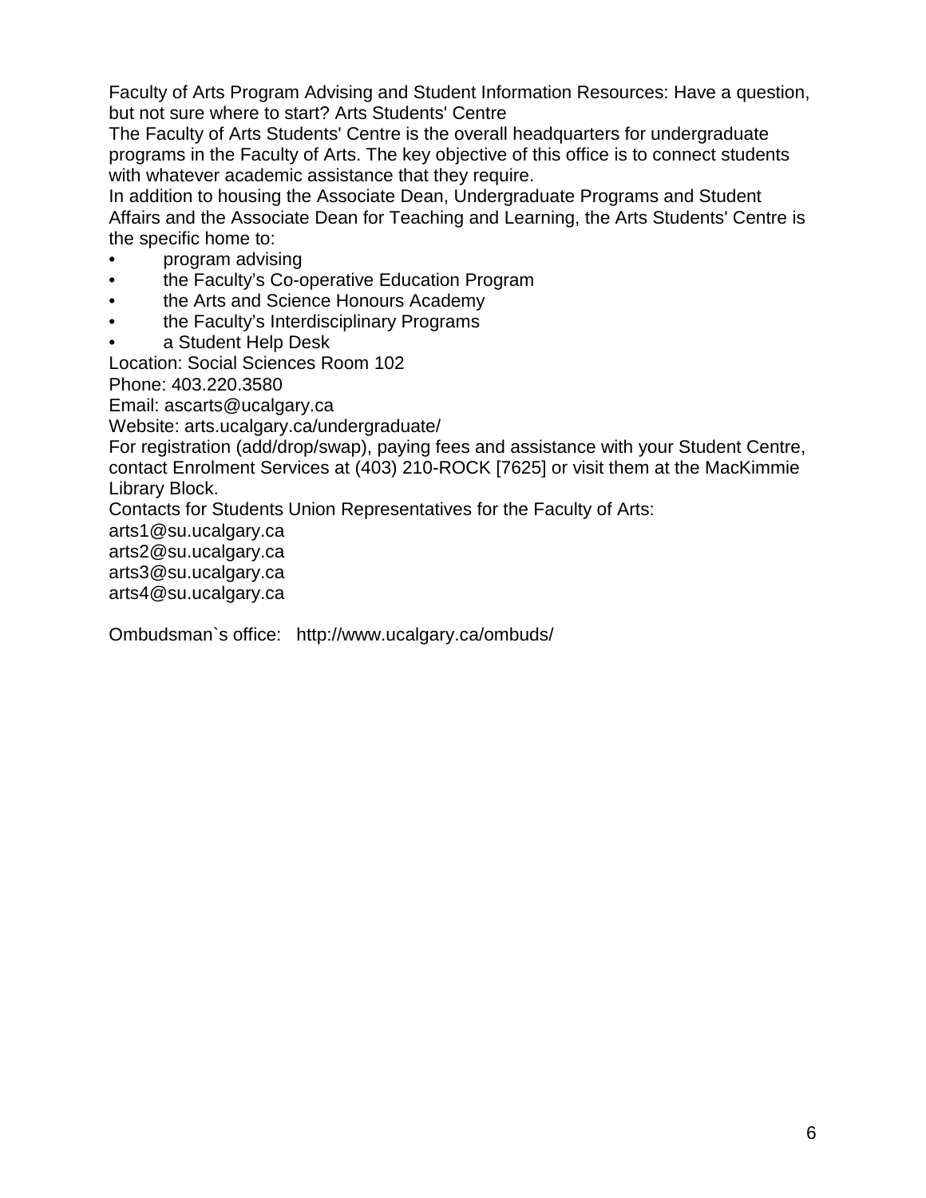Faculty of Arts Program Advising and Student Information Resources: Have a question, but not sure where to start? Arts Students' Centre

The Faculty of Arts Students' Centre is the overall headquarters for undergraduate programs in the Faculty of Arts. The key objective of this office is to connect students with whatever academic assistance that they require.

In addition to housing the Associate Dean, Undergraduate Programs and Student Affairs and the Associate Dean for Teaching and Learning, the Arts Students' Centre is the specific home to:

- program advising
- the Faculty's Co-operative Education Program
- the Arts and Science Honours Academy
- the Faculty's Interdisciplinary Programs
- a Student Help Desk

Location: Social Sciences Room 102

Phone: 403.220.3580

Email: ascarts@ucalgary.ca

Website: arts.ucalgary.ca/undergraduate/

For registration (add/drop/swap), paying fees and assistance with your Student Centre, contact Enrolment Services at (403) 210-ROCK [7625] or visit them at the MacKimmie Library Block.

Contacts for Students Union Representatives for the Faculty of Arts:

arts1@su.ucalgary.ca

arts2@su.ucalgary.ca

arts3@su.ucalgary.ca

arts4@su.ucalgary.ca

Ombudsman`s office: http://www.ucalgary.ca/ombuds/